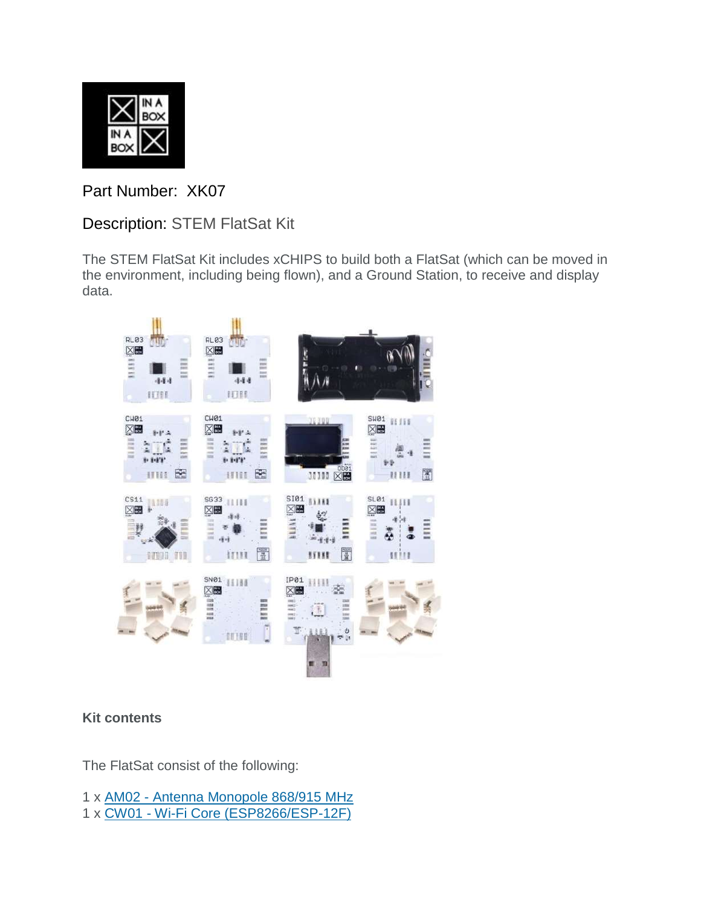Part Number: XK07

Description: STEM FlatSat Kit

The STEM FlatSat Kit includes xCHIPS to build both a FlatSat (which can be moved in the environment, including being flown), and a Ground Station, to receive and display data.

**Kit contents**

The FlatSat consist of the following:

1 x [AM02 - Antenna Monopole 868/915 MHz]
1 x [CW01 - Wi-Fi Core (ESP8266/ESP-12F)]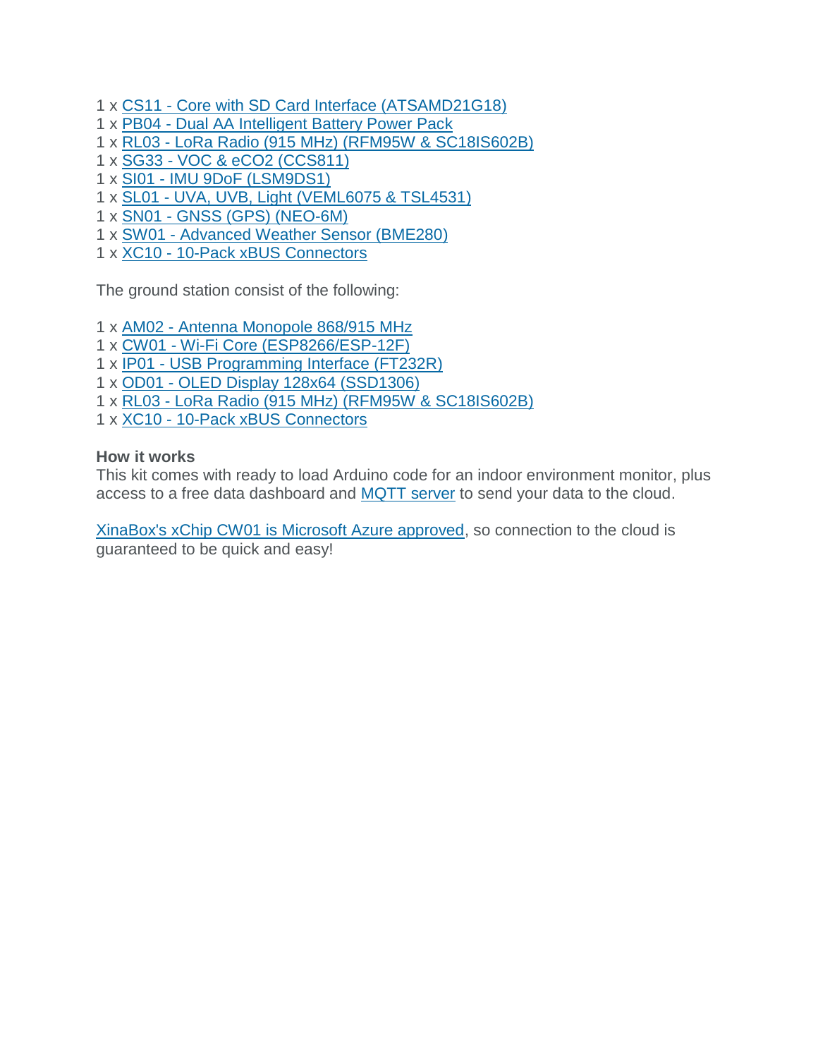1 x [CS11 - Core with SD Card Interface (ATSAMD21G18)]
1 x [PB04 - Dual AA Intelligent Battery Power Pack]
1 x [RL03 - LoRa Radio (915 MHz) (RFM95W & SC18IS602B)]
1 x [SG33 - VOC & eCO2 (CCS811)]
1 x [SI01 - IMU 9DoF (LSM9DS1)]
1 x [SL01 - UVA, UVB, Light (VEML6075 & TSL4531)]
1 x [SN01 - GNSS (GPS) (NEO-6M)]
1 x [SW01 - Advanced Weather Sensor (BME280)]
1 x [XC10 - 10-Pack xBUS Connectors]

The ground station consist of the following:

1 x [AM02 - Antenna Monopole 868/915 MHz]
1 x [CW01 - Wi-Fi Core (ESP8266/ESP-12F)]
1 x [IP01 - USB Programming Interface (FT232R)]
1 x [OD01 - OLED Display 128x64 (SSD1306)]
1 x [RL03 - LoRa Radio (915 MHz) (RFM95W & SC18IS602B)]
1 x [XC10 - 10-Pack xBUS Connectors]

**How it works**
This kit comes with ready to load Arduino code for an indoor environment monitor, plus access to a free data dashboard and [MQTT server] to send your data to the cloud.

[XinaBox's xChip CW01 is Microsoft Azure approved], so connection to the cloud is guaranteed to be quick and easy!